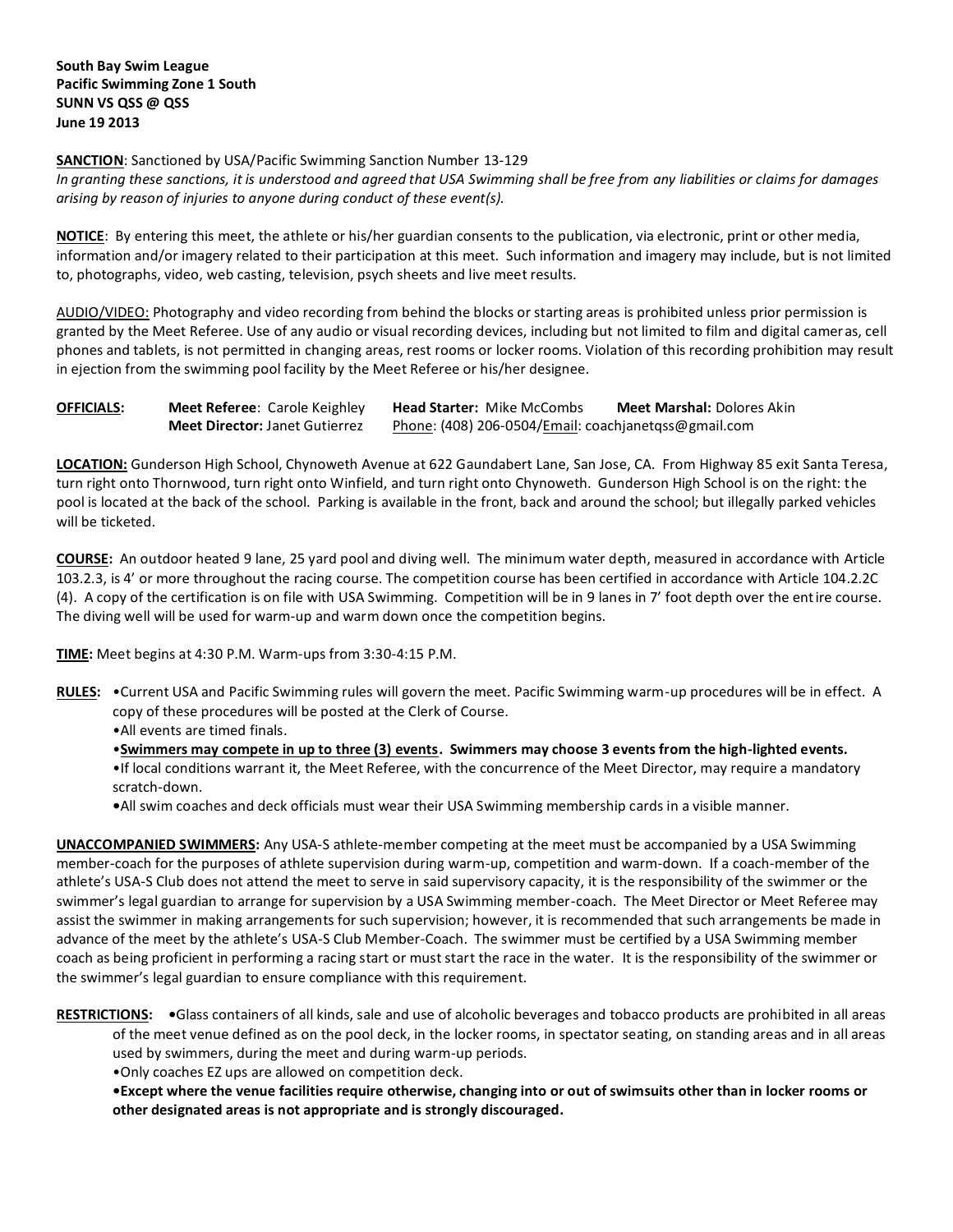**South Bay Swim League**
**Pacific Swimming Zone 1 South**
**SUNN VS QSS @ QSS**
**June 19 2013**

**SANCTION**: Sanctioned by USA/Pacific Swimming Sanction Number 13-129
*In granting these sanctions, it is understood and agreed that USA Swimming shall be free from any liabilities or claims for damages arising by reason of injuries to anyone during conduct of these event(s).*

**NOTICE**: By entering this meet, the athlete or his/her guardian consents to the publication, via electronic, print or other media, information and/or imagery related to their participation at this meet. Such information and imagery may include, but is not limited to, photographs, video, web casting, television, psych sheets and live meet results.

AUDIO/VIDEO: Photography and video recording from behind the blocks or starting areas is prohibited unless prior permission is granted by the Meet Referee. Use of any audio or visual recording devices, including but not limited to film and digital cameras, cell phones and tablets, is not permitted in changing areas, rest rooms or locker rooms. Violation of this recording prohibition may result in ejection from the swimming pool facility by the Meet Referee or his/her designee.

**OFFICIALS:** **Meet Referee**: Carole Keighley **Head Starter:** Mike McCombs **Meet Marshal:** Dolores Akin
**Meet Director:** Janet Gutierrez Phone: (408) 206-0504/Email: coachjanetqss@gmail.com

**LOCATION:** Gunderson High School, Chynoweth Avenue at 622 Gaundabert Lane, San Jose, CA. From Highway 85 exit Santa Teresa, turn right onto Thornwood, turn right onto Winfield, and turn right onto Chynoweth. Gunderson High School is on the right: the pool is located at the back of the school. Parking is available in the front, back and around the school; but illegally parked vehicles will be ticketed.

**COURSE:** An outdoor heated 9 lane, 25 yard pool and diving well. The minimum water depth, measured in accordance with Article 103.2.3, is 4' or more throughout the racing course. The competition course has been certified in accordance with Article 104.2.2C (4). A copy of the certification is on file with USA Swimming. Competition will be in 9 lanes in 7' foot depth over the entire course. The diving well will be used for warm-up and warm down once the competition begins.

**TIME:** Meet begins at 4:30 P.M. Warm-ups from 3:30-4:15 P.M.

**RULES:**
- Current USA and Pacific Swimming rules will govern the meet. Pacific Swimming warm-up procedures will be in effect. A copy of these procedures will be posted at the Clerk of Course.
- All events are timed finals.
- **Swimmers may compete in up to three (3) events. Swimmers may choose 3 events from the high-lighted events.**
- If local conditions warrant it, the Meet Referee, with the concurrence of the Meet Director, may require a mandatory scratch-down.
- All swim coaches and deck officials must wear their USA Swimming membership cards in a visible manner.

**UNACCOMPANIED SWIMMERS:** Any USA-S athlete-member competing at the meet must be accompanied by a USA Swimming member-coach for the purposes of athlete supervision during warm-up, competition and warm-down. If a coach-member of the athlete's USA-S Club does not attend the meet to serve in said supervisory capacity, it is the responsibility of the swimmer or the swimmer's legal guardian to arrange for supervision by a USA Swimming member-coach. The Meet Director or Meet Referee may assist the swimmer in making arrangements for such supervision; however, it is recommended that such arrangements be made in advance of the meet by the athlete's USA-S Club Member-Coach. The swimmer must be certified by a USA Swimming member coach as being proficient in performing a racing start or must start the race in the water. It is the responsibility of the swimmer or the swimmer's legal guardian to ensure compliance with this requirement.

**RESTRICTIONS:**
- Glass containers of all kinds, sale and use of alcoholic beverages and tobacco products are prohibited in all areas of the meet venue defined as on the pool deck, in the locker rooms, in spectator seating, on standing areas and in all areas used by swimmers, during the meet and during warm-up periods.
- Only coaches EZ ups are allowed on competition deck.
- **Except where the venue facilities require otherwise, changing into or out of swimsuits other than in locker rooms or other designated areas is not appropriate and is strongly discouraged.**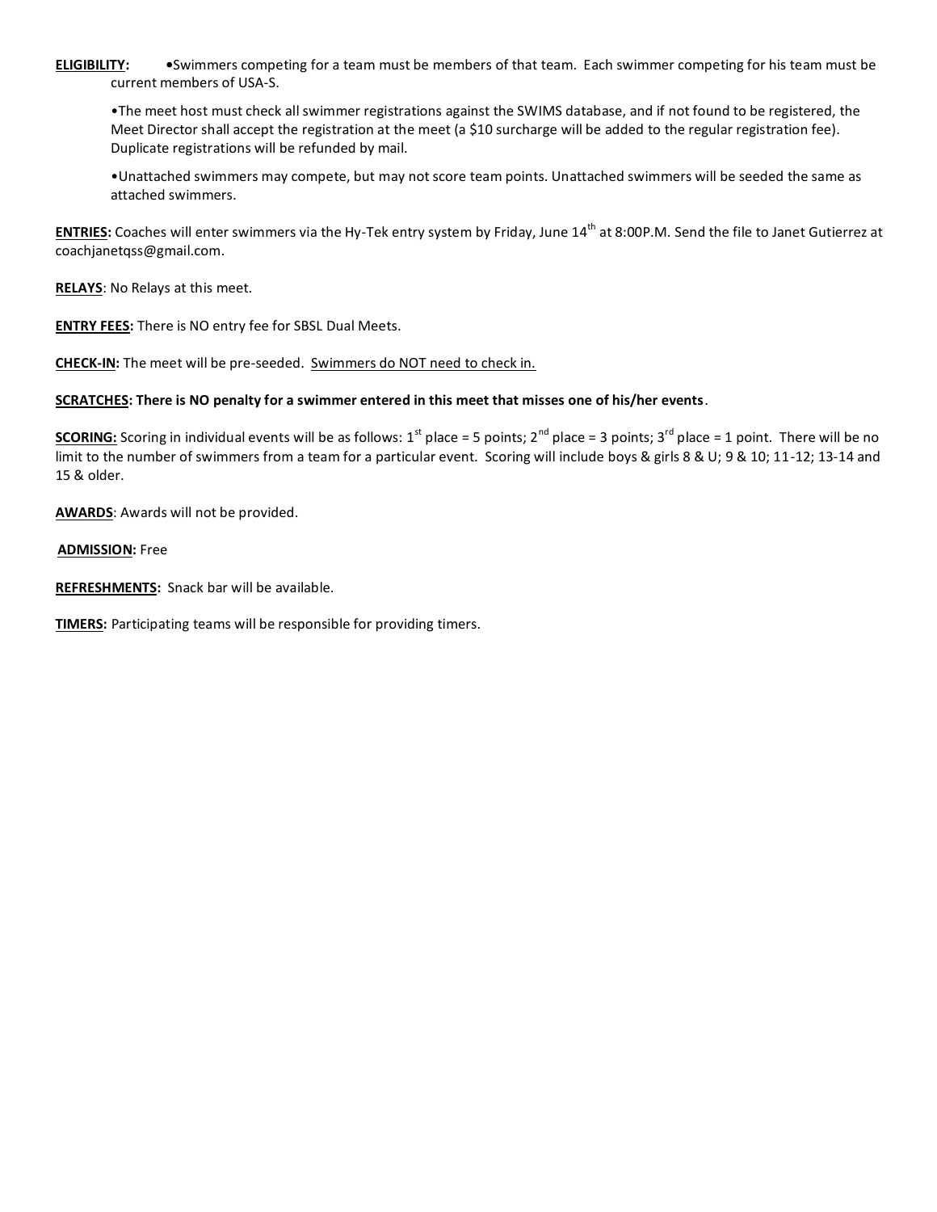**ELIGIBILITY:** •Swimmers competing for a team must be members of that team. Each swimmer competing for his team must be current members of USA-S.

•The meet host must check all swimmer registrations against the SWIMS database, and if not found to be registered, the Meet Director shall accept the registration at the meet (a $10 surcharge will be added to the regular registration fee). Duplicate registrations will be refunded by mail.

•Unattached swimmers may compete, but may not score team points. Unattached swimmers will be seeded the same as attached swimmers.

**ENTRIES:** Coaches will enter swimmers via the Hy-Tek entry system by Friday, June 14th at 8:00P.M. Send the file to Janet Gutierrez at coachjanetqss@gmail.com.

**RELAYS**: No Relays at this meet.

**ENTRY FEES:** There is NO entry fee for SBSL Dual Meets.

**CHECK-IN:** The meet will be pre-seeded. Swimmers do NOT need to check in.

**SCRATCHES: There is NO penalty for a swimmer entered in this meet that misses one of his/her events**.

**SCORING:** Scoring in individual events will be as follows: 1st place = 5 points; 2nd place = 3 points; 3rd place = 1 point. There will be no limit to the number of swimmers from a team for a particular event. Scoring will include boys & girls 8 & U; 9 & 10; 11-12; 13-14 and 15 & older.

**AWARDS**: Awards will not be provided.

**ADMISSION:** Free

**REFRESHMENTS:** Snack bar will be available.

**TIMERS:** Participating teams will be responsible for providing timers.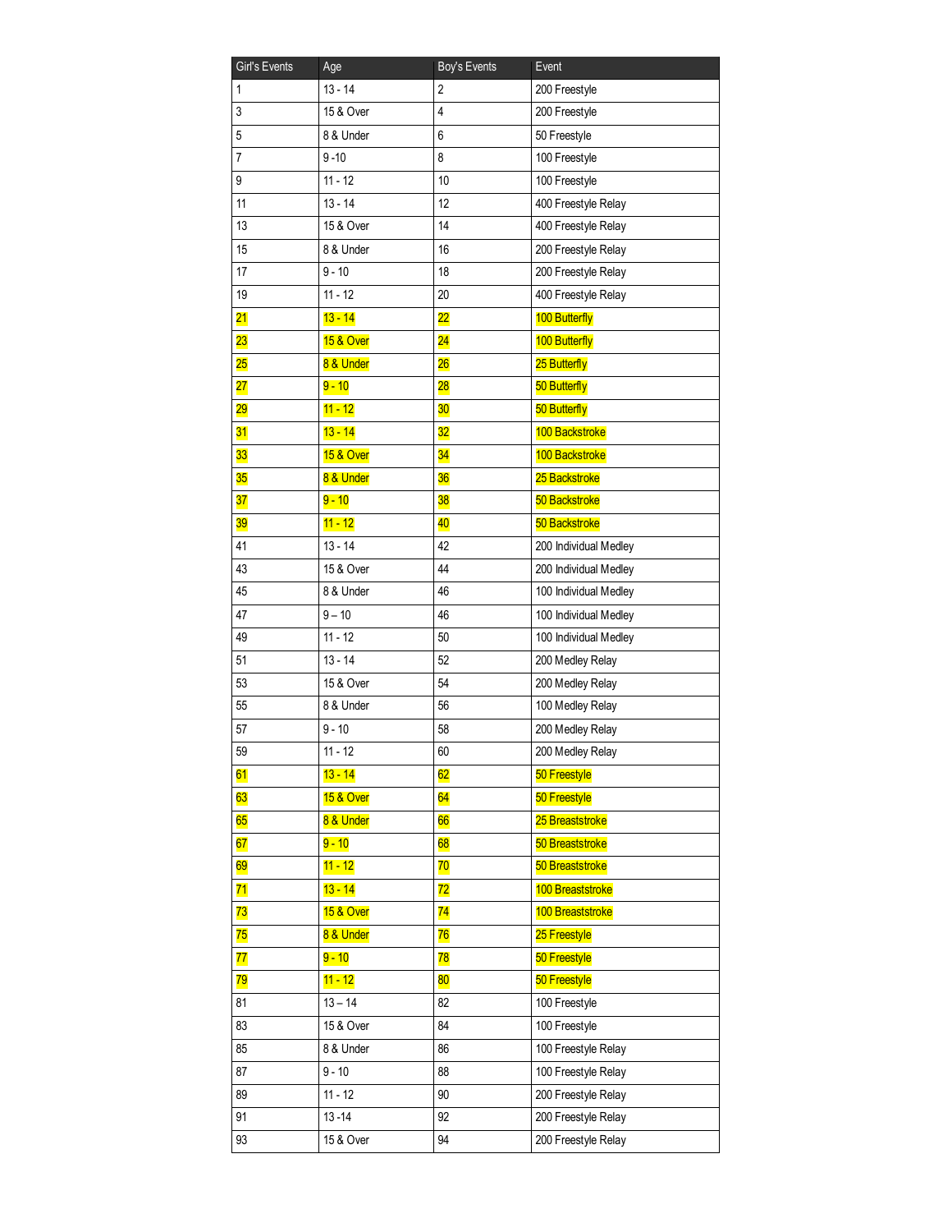| Girl's Events | Age | Boy's Events | Event |
|---|---|---|---|
| 1 | 13 - 14 | 2 | 200 Freestyle |
| 3 | 15 & Over | 4 | 200 Freestyle |
| 5 | 8 & Under | 6 | 50 Freestyle |
| 7 | 9 -10 | 8 | 100 Freestyle |
| 9 | 11 - 12 | 10 | 100 Freestyle |
| 11 | 13 - 14 | 12 | 400 Freestyle Relay |
| 13 | 15 & Over | 14 | 400 Freestyle Relay |
| 15 | 8 & Under | 16 | 200 Freestyle Relay |
| 17 | 9 - 10 | 18 | 200 Freestyle Relay |
| 19 | 11 - 12 | 20 | 400 Freestyle Relay |
| 21 | 13 - 14 | 22 | 100 Butterfly |
| 23 | 15 & Over | 24 | 100 Butterfly |
| 25 | 8 & Under | 26 | 25 Butterfly |
| 27 | 9 - 10 | 28 | 50 Butterfly |
| 29 | 11 - 12 | 30 | 50 Butterfly |
| 31 | 13 - 14 | 32 | 100 Backstroke |
| 33 | 15 & Over | 34 | 100 Backstroke |
| 35 | 8 & Under | 36 | 25 Backstroke |
| 37 | 9 - 10 | 38 | 50 Backstroke |
| 39 | 11 - 12 | 40 | 50 Backstroke |
| 41 | 13 - 14 | 42 | 200 Individual Medley |
| 43 | 15 & Over | 44 | 200 Individual Medley |
| 45 | 8 & Under | 46 | 100 Individual Medley |
| 47 | 9 – 10 | 46 | 100 Individual Medley |
| 49 | 11 - 12 | 50 | 100 Individual Medley |
| 51 | 13 - 14 | 52 | 200 Medley Relay |
| 53 | 15 & Over | 54 | 200 Medley Relay |
| 55 | 8 & Under | 56 | 100 Medley Relay |
| 57 | 9 - 10 | 58 | 200 Medley Relay |
| 59 | 11 - 12 | 60 | 200 Medley Relay |
| 61 | 13 - 14 | 62 | 50 Freestyle |
| 63 | 15 & Over | 64 | 50 Freestyle |
| 65 | 8 & Under | 66 | 25 Breaststroke |
| 67 | 9 - 10 | 68 | 50 Breaststroke |
| 69 | 11 - 12 | 70 | 50 Breaststroke |
| 71 | 13 - 14 | 72 | 100 Breaststroke |
| 73 | 15 & Over | 74 | 100 Breaststroke |
| 75 | 8 & Under | 76 | 25 Freestyle |
| 77 | 9 - 10 | 78 | 50 Freestyle |
| 79 | 11 - 12 | 80 | 50 Freestyle |
| 81 | 13 – 14 | 82 | 100 Freestyle |
| 83 | 15 & Over | 84 | 100 Freestyle |
| 85 | 8 & Under | 86 | 100 Freestyle Relay |
| 87 | 9 - 10 | 88 | 100 Freestyle Relay |
| 89 | 11 - 12 | 90 | 200 Freestyle Relay |
| 91 | 13 -14 | 92 | 200 Freestyle Relay |
| 93 | 15 & Over | 94 | 200 Freestyle Relay |